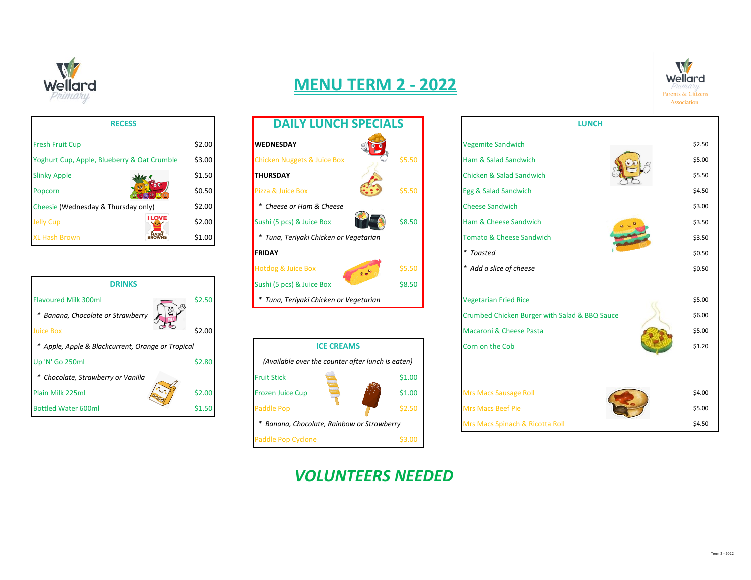# MENU TERM 2 - 2022

## RECESS

| Item | Price |
|---|---|
| Fresh Fruit Cup | $2.00 |
| Yoghurt Cup, Apple, Blueberry & Oat Crumble | $3.00 |
| Slinky Apple | $1.50 |
| Popcorn | $0.50 |
| Cheesie (Wednesday & Thursday only) | $2.00 |
| Jelly Cup | $2.00 |
| XL Hash Brown | $1.00 |

## DRINKS

| Item | Price |
|---|---|
| Flavoured Milk 300ml | $2.50 |
| * *Banana, Chocolate or Strawberry* | |
| Juice Box | $2.00 |
| * *Apple, Apple & Blackcurrent, Orange or Tropical* | |
| Up 'N' Go 250ml | $2.80 |
| * *Chocolate, Strawberry or Vanilla* | |
| Plain Milk 225ml | $2.00 |
| Bottled Water 600ml | $1.50 |

## DAILY LUNCH SPECIALS

| Item | Price |
|---|---|
| **WEDNESDAY** | |
| Chicken Nuggets & Juice Box | $5.50 |
| **THURSDAY** | |
| Pizza & Juice Box | $5.50 |
| * *Cheese or Ham & Cheese* | |
| Sushi (5 pcs) & Juice Box | $8.50 |
| * *Tuna, Teriyaki Chicken or Vegetarian* | |
| **FRIDAY** | |
| Hotdog & Juice Box | $5.50 |
| Sushi (5 pcs) & Juice Box | $8.50 |
| * *Tuna, Teriyaki Chicken or Vegetarian* | |

## ICE CREAMS

*(Available over the counter after lunch is eaten)*

| Item | Price |
|---|---|
| Fruit Stick | $1.00 |
| Frozen Juice Cup | $1.00 |
| Paddle Pop | $2.50 |
| * *Banana, Chocolate, Rainbow or Strawberry* | |
| Paddle Pop Cyclone | $3.00 |

## LUNCH

| Item | Price |
|---|---|
| Vegemite Sandwich | $2.50 |
| Ham & Salad Sandwich | $5.00 |
| Chicken & Salad Sandwich | $5.50 |
| Egg & Salad Sandwich | $4.50 |
| Cheese Sandwich | $3.00 |
| Ham & Cheese Sandwich | $3.50 |
| Tomato & Cheese Sandwich | $3.50 |
| * *Toasted* | $0.50 |
| * *Add a slice of cheese* | $0.50 |
| Vegetarian Fried Rice | $5.00 |
| Crumbed Chicken Burger with Salad & BBQ Sauce | $6.00 |
| Macaroni & Cheese Pasta | $5.00 |
| Corn on the Cob | $1.20 |
| Mrs Macs Sausage Roll | $4.00 |
| Mrs Macs Beef Pie | $5.00 |
| Mrs Macs Spinach & Ricotta Roll | $4.50 |

## *VOLUNTEERS NEEDED*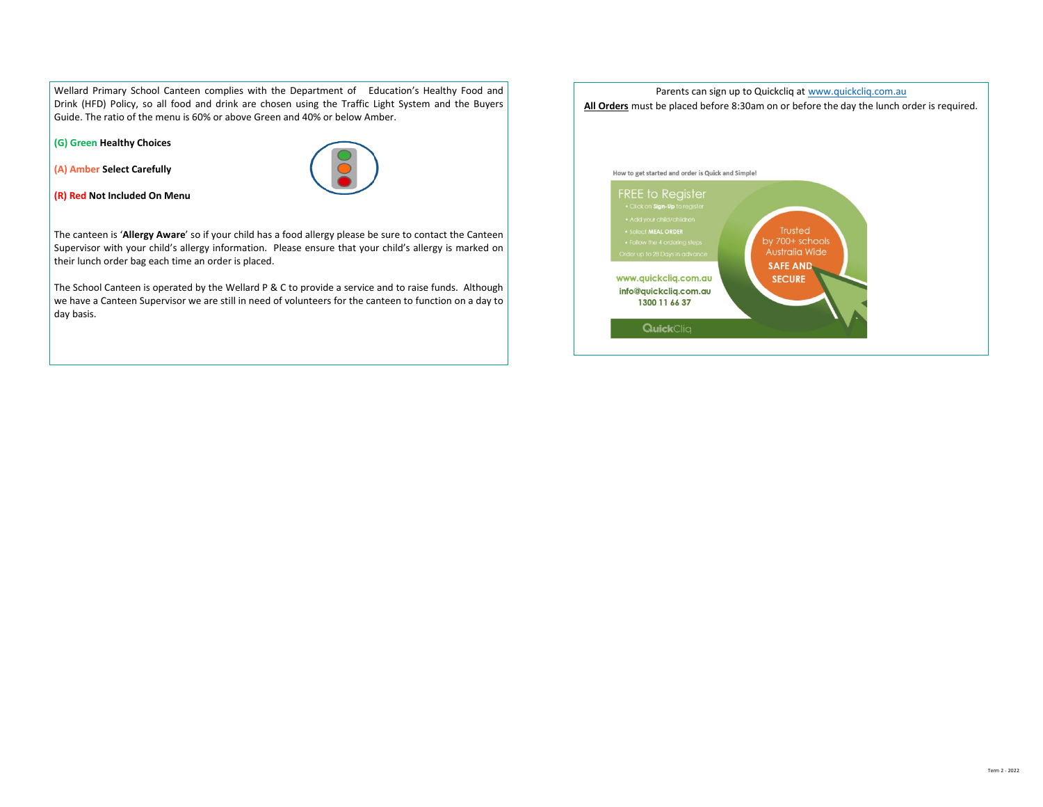Wellard Primary School Canteen complies with the Department of Education's Healthy Food and Drink (HFD) Policy, so all food and drink are chosen using the Traffic Light System and the Buyers Guide. The ratio of the menu is 60% or above Green and 40% or below Amber.

**(G) Green Healthy Choices**

**(A) Amber Select Carefully**

**(R) Red Not Included On Menu**

The canteen is '**Allergy Aware**' so if your child has a food allergy please be sure to contact the Canteen Supervisor with your child's allergy information. Please ensure that your child's allergy is marked on their lunch order bag each time an order is placed.

The School Canteen is operated by the Wellard P & C to provide a service and to raise funds. Although we have a Canteen Supervisor we are still in need of volunteers for the canteen to function on a day to day basis.

Parents can sign up to Quickcliq at www.quickcliq.com.au

**All Orders** must be placed before 8:30am on or before the day the lunch order is required.

How to get started and order is Quick and Simple!

FREE to Register

- Click on **Sign-Up** to register
- Add your child/children
- Select **MEAL ORDER**
- Follow the 4 ordering steps

Order up to 28 Days in advance

Trusted by 700+ schools Australia Wide

SAFE AND SECURE

www.quickcliq.com.au

info@quickcliq.com.au

1300 11 66 37

QuickCliq

Term 2 - 2022